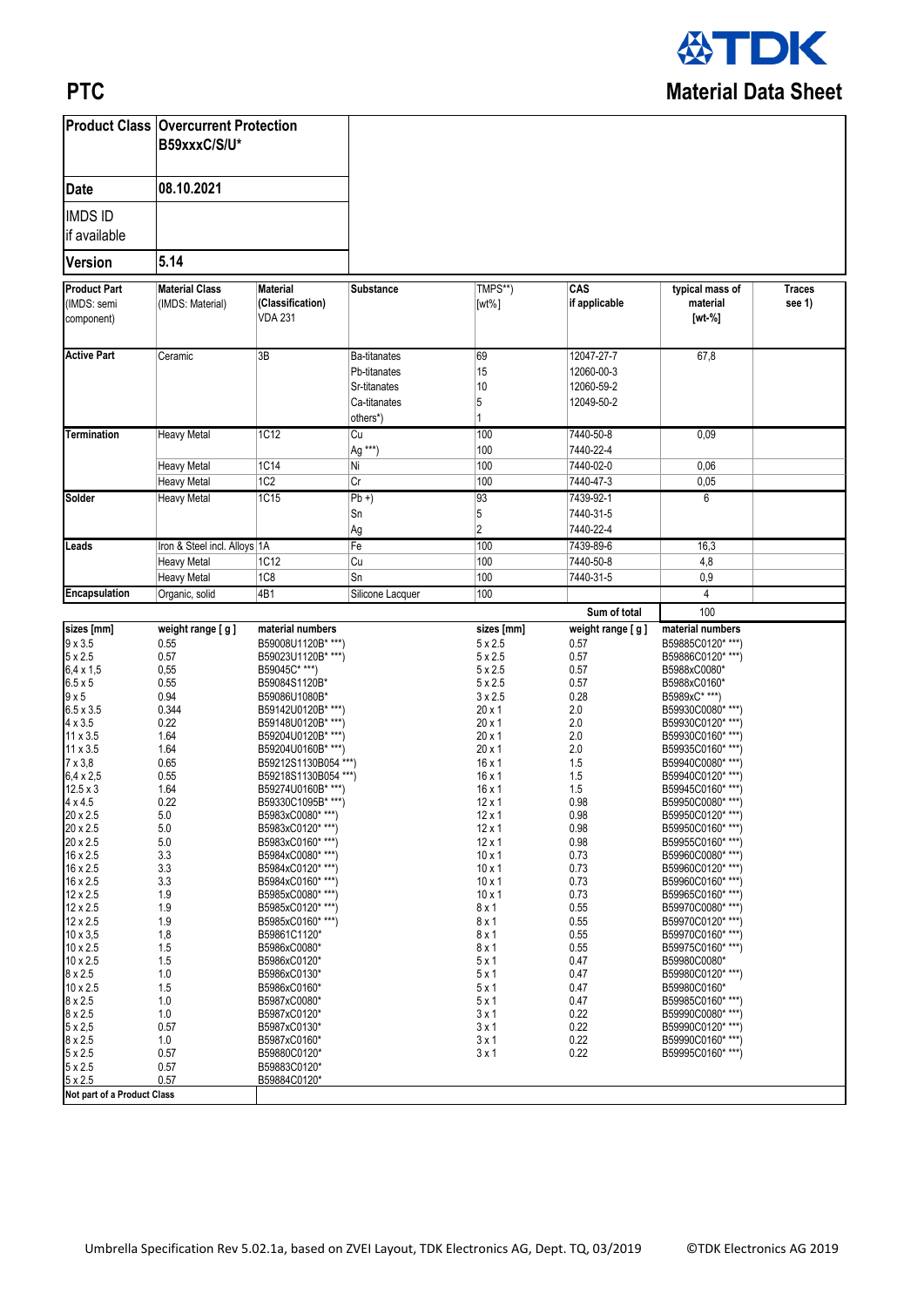# PTC

## Material Data Sheet

| Product Class | Overcurrent Protection B59xxxC/S/U* |
|---|---|
| Date | 08.10.2021 |
| IMDS ID if available | |
| Version | 5.14 |

| Product Part (IMDS: semi component) | Material Class (IMDS: Material) | Material (Classification) VDA 231 | Substance | TMPS**) [wt%] | CAS if applicable | typical mass of material [wt-%] | Traces see 1) |
|---|---|---|---|---|---|---|---|
| Active Part | Ceramic | 3B | Ba-titanates | 69 | 12047-27-7 | 67,8 | |
| | | | Pb-titanates | 15 | 12060-00-3 | | |
| | | | Sr-titanates | 10 | 12060-59-2 | | |
| | | | Ca-titanates | 5 | 12049-50-2 | | |
| | | | others*) | 1 | | | |
| Termination | Heavy Metal | 1C12 | Cu | 100 | 7440-50-8 | 0,09 | |
| | | | Ag ***) | 100 | 7440-22-4 | | |
| | Heavy Metal | 1C14 | Ni | 100 | 7440-02-0 | 0,06 | |
| | Heavy Metal | 1C2 | Cr | 100 | 7440-47-3 | 0,05 | |
| Solder | Heavy Metal | 1C15 | Pb +) | 93 | 7439-92-1 | 6 | |
| | | | Sn | 5 | 7440-31-5 | | |
| | | | Ag | 2 | 7440-22-4 | | |
| Leads | Iron & Steel incl. Alloys | 1A | Fe | 100 | 7439-89-6 | 16,3 | |
| | Heavy Metal | 1C12 | Cu | 100 | 7440-50-8 | 4,8 | |
| | Heavy Metal | 1C8 | Sn | 100 | 7440-31-5 | 0,9 | |
| Encapsulation | Organic, solid | 4B1 | Silicone Lacquer | 100 | | 4 | |
| | | | | | Sum of total | 100 | |

| sizes [mm] | weight range [ g ] | material numbers | sizes [mm] | weight range [ g ] | material numbers |
|---|---|---|---|---|---|
| 9 x 3.5 | 0.55 | B59008U1120B* ***) | 5 x 2.5 | 0.57 | B59885C0120* ***) |
| 5 x 2.5 | 0.57 | B59023U1120B* ***) | 5 x 2.5 | 0.57 | B59886C0120* ***) |
| 6,4 x 1,5 | 0,55 | B59045C* ***) | 5 x 2.5 | 0.57 | B5988xC0080* |
| 6.5 x 5 | 0.55 | B59084S1120B* | 5 x 2.5 | 0.57 | B5988xC0160* |
| 9 x 5 | 0.94 | B59086U1080B* | 3 x 2.5 | 0.28 | B5989xC* ***) |
| 6.5 x 3.5 | 0.344 | B59142U0120B* ***) | 20 x 1 | 2.0 | B59930C0080* ***) |
| 4 x 3.5 | 0.22 | B59148U0120B* ***) | 20 x 1 | 2.0 | B59930C0120* ***) |
| 11 x 3.5 | 1.64 | B59204U0120B* ***) | 20 x 1 | 2.0 | B59930C0160* ***) |
| 11 x 3.5 | 1.64 | B59204U0160B* ***) | 20 x 1 | 2.0 | B59935C0160* ***) |
| 7 x 3,8 | 0.65 | B59212S1130B054 ***) | 16 x 1 | 1.5 | B59940C0080* ***) |
| 6,4 x 2,5 | 0.55 | B59218S1130B054 ***) | 16 x 1 | 1.5 | B59940C0120* ***) |
| 12.5 x 3 | 1.64 | B59274U0160B* ***) | 16 x 1 | 1.5 | B59945C0160* ***) |
| 4 x 4.5 | 0.22 | B59330C1095B* ***) | 12 x 1 | 0.98 | B59950C0080* ***) |
| 20 x 2.5 | 5.0 | B5983xC0080* ***) | 12 x 1 | 0.98 | B59950C0120* ***) |
| 20 x 2.5 | 5.0 | B5983xC0120* ***) | 12 x 1 | 0.98 | B59950C0160* ***) |
| 20 x 2.5 | 5.0 | B5983xC0160* ***) | 12 x 1 | 0.98 | B59955C0160* ***) |
| 16 x 2.5 | 3.3 | B5984xC0080* ***) | 10 x 1 | 0.73 | B59960C0080* ***) |
| 16 x 2.5 | 3.3 | B5984xC0120* ***) | 10 x 1 | 0.73 | B59960C0120* ***) |
| 16 x 2.5 | 3.3 | B5984xC0160* ***) | 10 x 1 | 0.73 | B59960C0160* ***) |
| 12 x 2.5 | 1.9 | B5985xC0080* ***) | 10 x 1 | 0.73 | B59965C0160* ***) |
| 12 x 2.5 | 1.9 | B5985xC0120* ***) | 8 x 1 | 0.55 | B59970C0080* ***) |
| 12 x 2.5 | 1.9 | B5985xC0160* ***) | 8 x 1 | 0.55 | B59970C0120* ***) |
| 10 x 3,5 | 1,8 | B59861C1120* | 8 x 1 | 0.55 | B59970C0160* ***) |
| 10 x 2.5 | 1.5 | B5986xC0080* | 8 x 1 | 0.55 | B59975C0160* ***) |
| 10 x 2.5 | 1.5 | B5986xC0120* | 5 x 1 | 0.47 | B59980C0080* |
| 8 x 2.5 | 1.0 | B5986xC0130* | 5 x 1 | 0.47 | B59980C0120* ***) |
| 10 x 2.5 | 1.5 | B5986xC0160* | 5 x 1 | 0.47 | B59980C0160* |
| 8 x 2.5 | 1.0 | B5987xC0080* | 5 x 1 | 0.47 | B59985C0160* ***) |
| 8 x 2.5 | 1.0 | B5987xC0120* | 3 x 1 | 0.22 | B59990C0080* ***) |
| 5 x 2,5 | 0.57 | B5987xC0130* | 3 x 1 | 0.22 | B59990C0120* ***) |
| 8 x 2.5 | 1.0 | B5987xC0160* | 3 x 1 | 0.22 | B59990C0160* ***) |
| 5 x 2.5 | 0.57 | B59880C0120* | 3 x 1 | 0.22 | B59995C0160* ***) |
| 5 x 2.5 | 0.57 | B59883C0120* | | | |
| 5 x 2.5 | 0.57 | B59884C0120* | | | |

Not part of a Product Class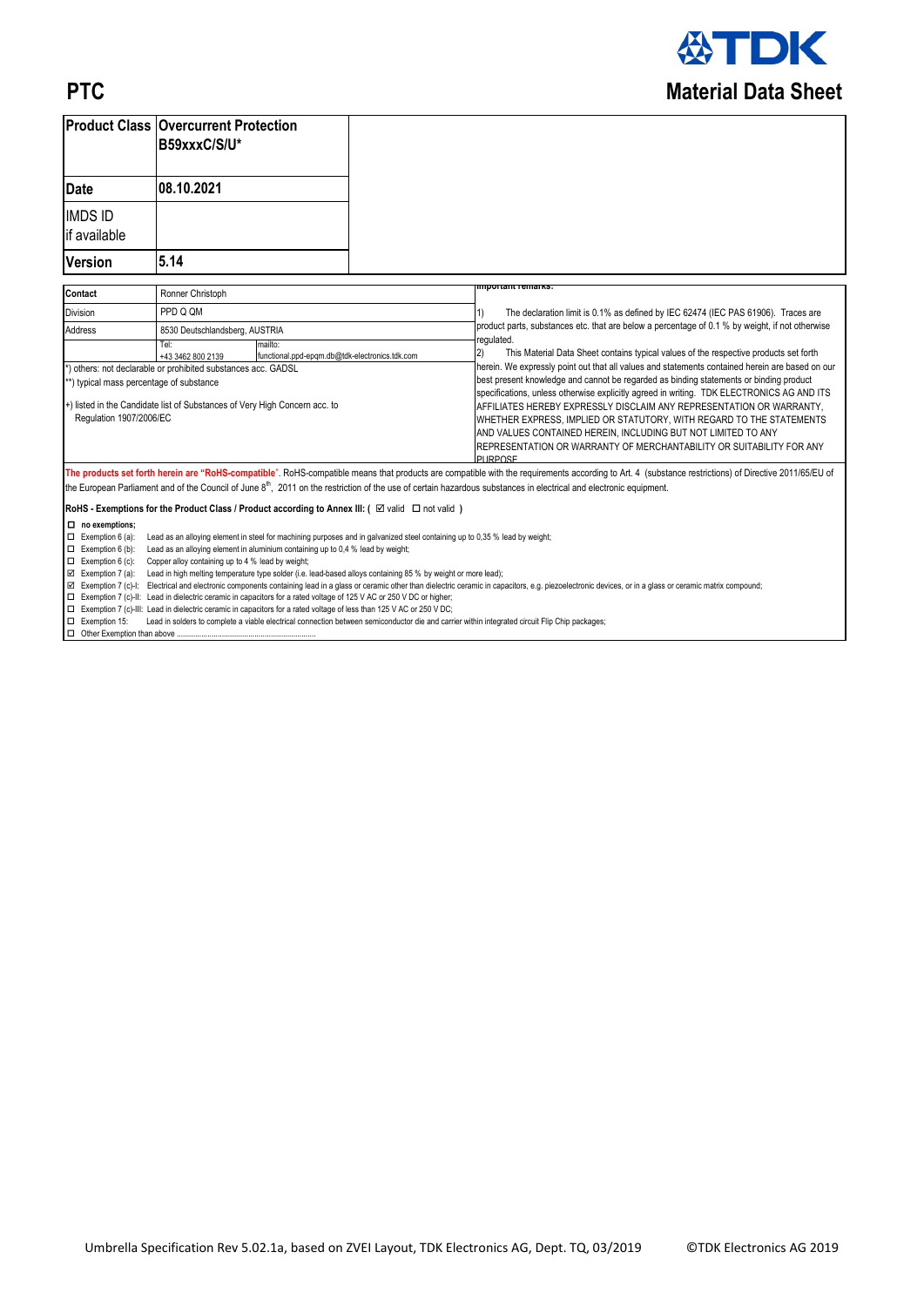# PTC

# Material Data Sheet

| | |
|---|---|
| **Product Class** | **Overcurrent Protection B59xxxC/S/U*** |
| **Date** | **08.10.2021** |
| **IMDS ID** if available | |
| **Version** | **5.14** |

| | | |
|---|---|---|
| **Contact** | Ronner Christoph | |
| Division | PPD Q QM | |
| Address | 8530 Deutschlandsberg, AUSTRIA | |
| | Tel: +43 3462 800 2139 | mailto: functional.ppd-epqm.db@tdk-electronics.tdk.com |

*) others: not declarable or prohibited substances acc. GADSL

**) typical mass percentage of substance

+) listed in the Candidate list of Substances of Very High Concern acc. to Regulation 1907/2006/EC

**Important remarks:**

1) The declaration limit is 0.1% as defined by IEC 62474 (IEC PAS 61906). Traces are product parts, substances etc. that are below a percentage of 0.1 % by weight, if not otherwise regulated.

2) This Material Data Sheet contains typical values of the respective products set forth herein. We expressly point out that all values and statements contained herein are based on our best present knowledge and cannot be regarded as binding statements or binding product specifications, unless otherwise explicitly agreed in writing. TDK ELECTRONICS AG AND ITS AFFILIATES HEREBY EXPRESSLY DISCLAIM ANY REPRESENTATION OR WARRANTY, WHETHER EXPRESS, IMPLIED OR STATUTORY, WITH REGARD TO THE STATEMENTS AND VALUES CONTAINED HEREIN, INCLUDING BUT NOT LIMITED TO ANY REPRESENTATION OR WARRANTY OF MERCHANTABILITY OR SUITABILITY FOR ANY PURPOSE

**The products set forth herein are "RoHS-compatible".** RoHS-compatible means that products are compatible with the requirements according to Art. 4 (substance restrictions) of Directive 2011/65/EU of the European Parliament and of the Council of June 8th, 2011 on the restriction of the use of certain hazardous substances in electrical and electronic equipment.

**RoHS - Exemptions for the Product Class / Product according to Annex III: ( ☑ valid ☐ not valid )**

- ☐ **no exemptions;**
- ☐ Exemption 6 (a): Lead as an alloying element in steel for machining purposes and in galvanized steel containing up to 0,35 % lead by weight;
- ☐ Exemption 6 (b): Lead as an alloying element in aluminium containing up to 0,4 % lead by weight;
- ☐ Exemption 6 (c): Copper alloy containing up to 4 % lead by weight;
- ☑ Exemption 7 (a): Lead in high melting temperature type solder (i.e. lead-based alloys containing 85 % by weight or more lead);
- ☑ Exemption 7 (c)-I: Electrical and electronic components containing lead in a glass or ceramic other than dielectric ceramic in capacitors, e.g. piezoelectronic devices, or in a glass or ceramic matrix compound;
- ☐ Exemption 7 (c)-II: Lead in dielectric ceramic in capacitors for a rated voltage of 125 V AC or 250 V DC or higher;
- ☐ Exemption 7 (c)-III: Lead in dielectric ceramic in capacitors for a rated voltage of less than 125 V AC or 250 V DC;
- ☐ Exemption 15: Lead in solders to complete a viable electrical connection between semiconductor die and carrier within integrated circuit Flip Chip packages;
- ☐ Other Exemption than above ..........................................................................

Umbrella Specification Rev 5.02.1a, based on ZVEI Layout, TDK Electronics AG, Dept. TQ, 03/2019 ©TDK Electronics AG 2019